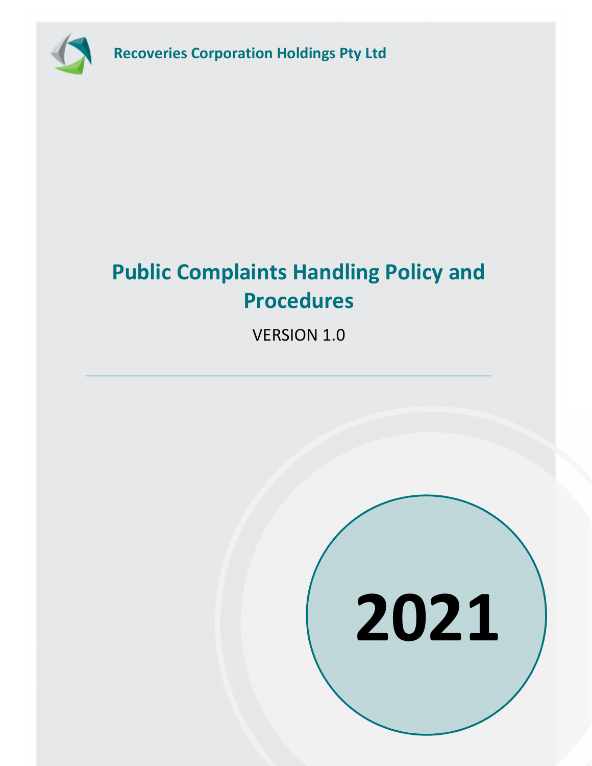Recoveries Corporation Holdings Pty Ltd

# Public Complaints Handling Policy and Procedures

VERSION 1.0

2021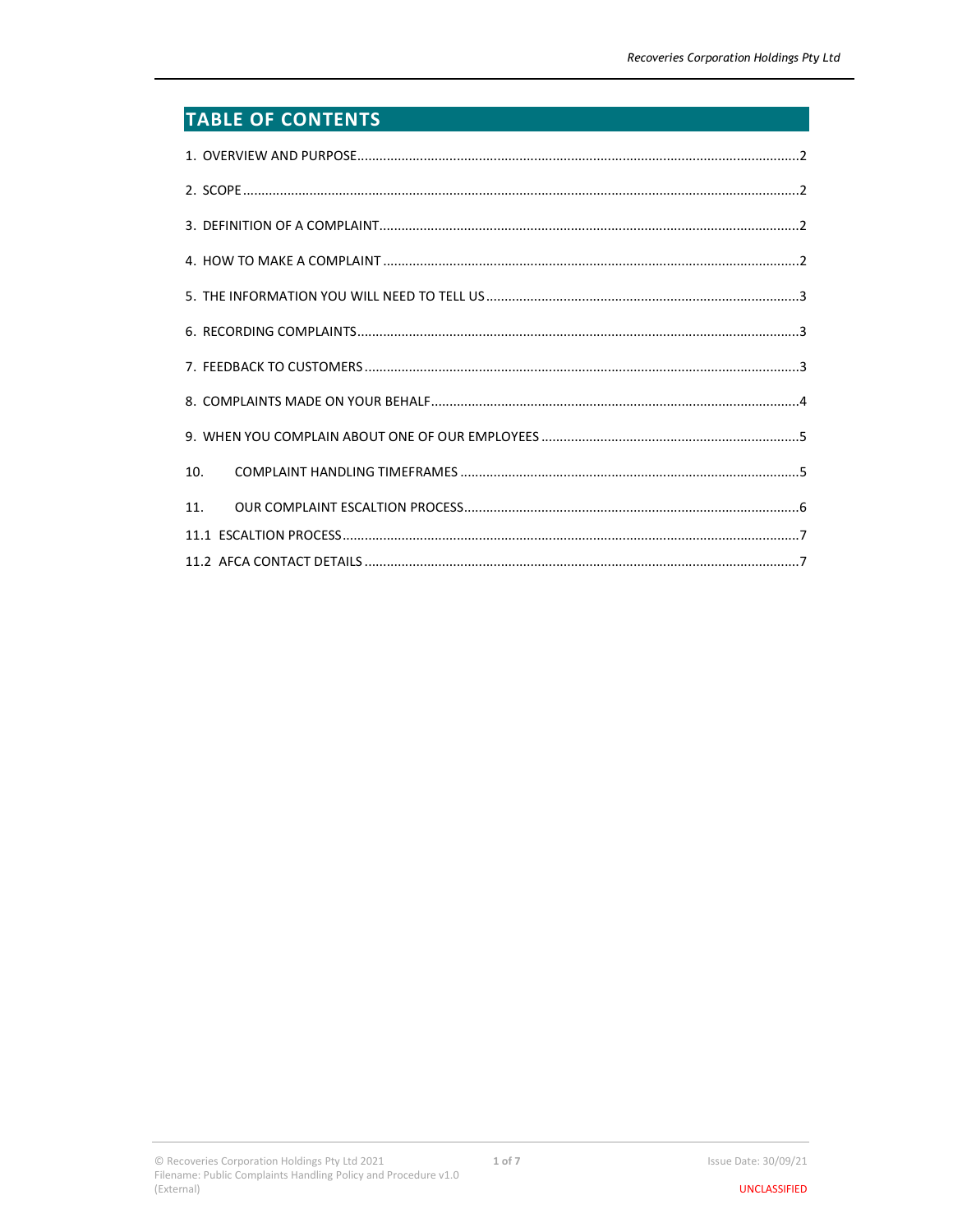# TABLE OF CONTENTS

1. OVERVIEW AND PURPOSE........................................................................................................2
2. SCOPE........................................................................................................................................2
3. DEFINITION OF A COMPLAINT.................................................................................................2
4. HOW TO MAKE A COMPLAINT .................................................................................................2
5. THE INFORMATION YOU WILL NEED TO TELL US...................................................................3
6. RECORDING COMPLAINTS.......................................................................................................3
7. FEEDBACK TO CUSTOMERS .....................................................................................................3
8. COMPLAINTS MADE ON YOUR BEHALF....................................................................................4
9. WHEN YOU COMPLAIN ABOUT ONE OF OUR EMPLOYEES .....................................................5
10. COMPLAINT HANDLING TIMEFRAMES ...................................................................................5
11. OUR COMPLAINT ESCALTION PROCESS...................................................................................6

11.1 ESCALTION PROCESS..............................................................................................................7

11.2 AFCA CONTACT DETAILS ........................................................................................................7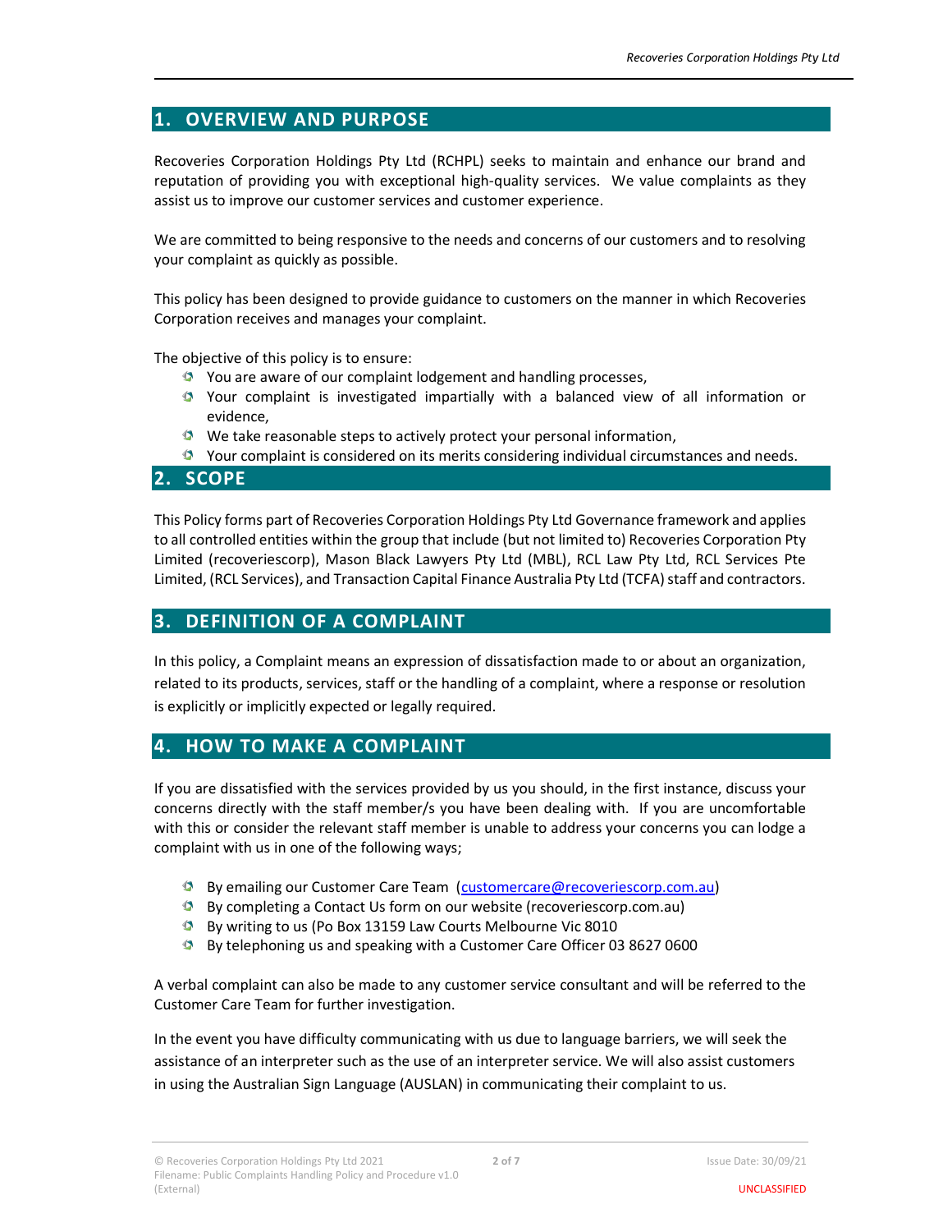## 1. OVERVIEW AND PURPOSE

Recoveries Corporation Holdings Pty Ltd (RCHPL) seeks to maintain and enhance our brand and reputation of providing you with exceptional high-quality services. We value complaints as they assist us to improve our customer services and customer experience.

We are committed to being responsive to the needs and concerns of our customers and to resolving your complaint as quickly as possible.

This policy has been designed to provide guidance to customers on the manner in which Recoveries Corporation receives and manages your complaint.

The objective of this policy is to ensure:

- You are aware of our complaint lodgement and handling processes,
- Your complaint is investigated impartially with a balanced view of all information or evidence,
- We take reasonable steps to actively protect your personal information,
- Your complaint is considered on its merits considering individual circumstances and needs.

## 2. SCOPE

This Policy forms part of Recoveries Corporation Holdings Pty Ltd Governance framework and applies to all controlled entities within the group that include (but not limited to) Recoveries Corporation Pty Limited (recoveriescorp), Mason Black Lawyers Pty Ltd (MBL), RCL Law Pty Ltd, RCL Services Pte Limited, (RCL Services), and Transaction Capital Finance Australia Pty Ltd (TCFA) staff and contractors.

## 3. DEFINITION OF A COMPLAINT

In this policy, a Complaint means an expression of dissatisfaction made to or about an organization, related to its products, services, staff or the handling of a complaint, where a response or resolution is explicitly or implicitly expected or legally required.

## 4. HOW TO MAKE A COMPLAINT

If you are dissatisfied with the services provided by us you should, in the first instance, discuss your concerns directly with the staff member/s you have been dealing with. If you are uncomfortable with this or consider the relevant staff member is unable to address your concerns you can lodge a complaint with us in one of the following ways;

- By emailing our Customer Care Team (customercare@recoveriescorp.com.au)
- By completing a Contact Us form on our website (recoveriescorp.com.au)
- By writing to us (Po Box 13159 Law Courts Melbourne Vic 8010
- By telephoning us and speaking with a Customer Care Officer 03 8627 0600

A verbal complaint can also be made to any customer service consultant and will be referred to the Customer Care Team for further investigation.

In the event you have difficulty communicating with us due to language barriers, we will seek the assistance of an interpreter such as the use of an interpreter service. We will also assist customers in using the Australian Sign Language (AUSLAN) in communicating their complaint to us.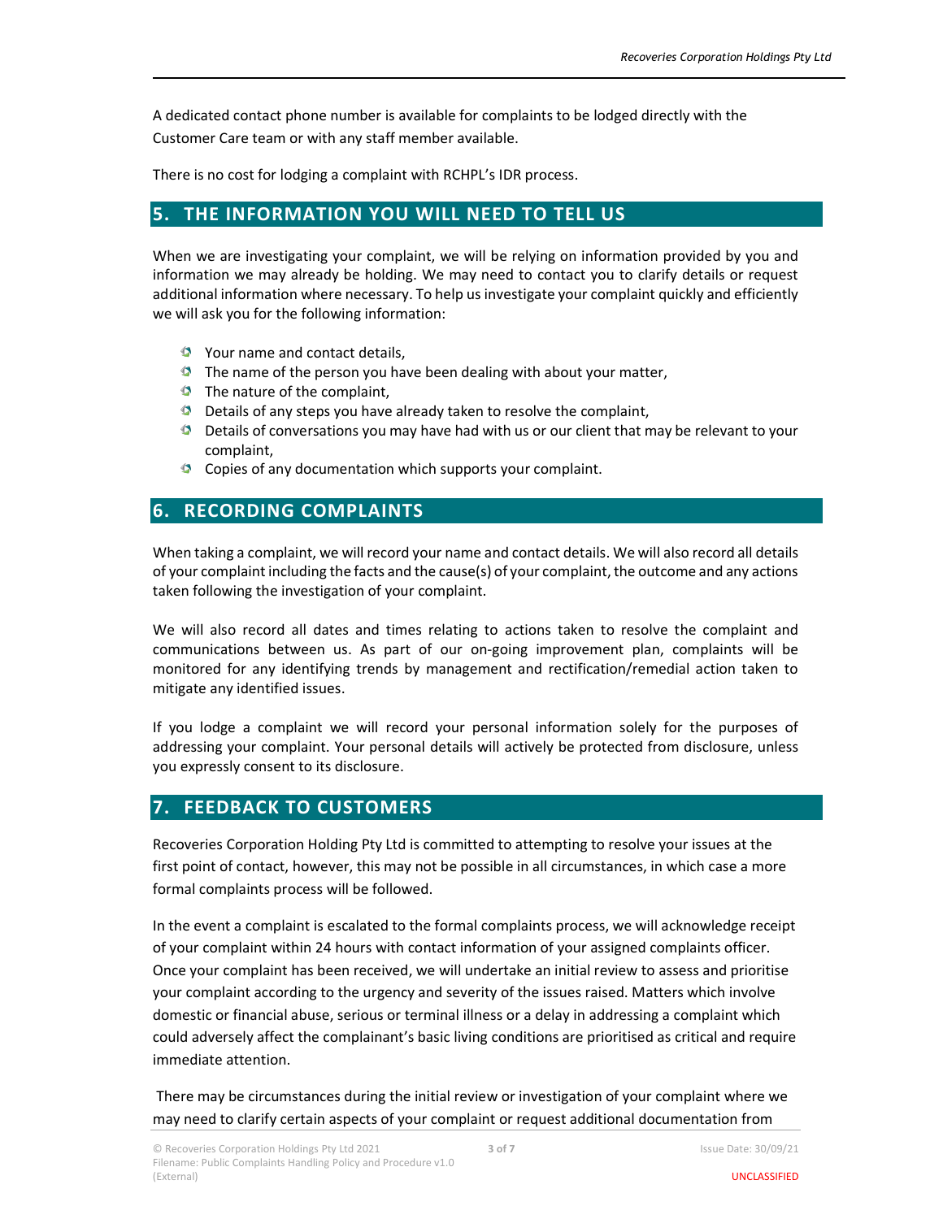A dedicated contact phone number is available for complaints to be lodged directly with the Customer Care team or with any staff member available.

There is no cost for lodging a complaint with RCHPL's IDR process.

## 5. THE INFORMATION YOU WILL NEED TO TELL US

When we are investigating your complaint, we will be relying on information provided by you and information we may already be holding. We may need to contact you to clarify details or request additional information where necessary. To help us investigate your complaint quickly and efficiently we will ask you for the following information:

- Your name and contact details,
- The name of the person you have been dealing with about your matter,
- The nature of the complaint,
- Details of any steps you have already taken to resolve the complaint,
- Details of conversations you may have had with us or our client that may be relevant to your complaint,
- Copies of any documentation which supports your complaint.

## 6. RECORDING COMPLAINTS

When taking a complaint, we will record your name and contact details. We will also record all details of your complaint including the facts and the cause(s) of your complaint, the outcome and any actions taken following the investigation of your complaint.

We will also record all dates and times relating to actions taken to resolve the complaint and communications between us. As part of our on-going improvement plan, complaints will be monitored for any identifying trends by management and rectification/remedial action taken to mitigate any identified issues.

If you lodge a complaint we will record your personal information solely for the purposes of addressing your complaint. Your personal details will actively be protected from disclosure, unless you expressly consent to its disclosure.

## 7. FEEDBACK TO CUSTOMERS

Recoveries Corporation Holding Pty Ltd is committed to attempting to resolve your issues at the first point of contact, however, this may not be possible in all circumstances, in which case a more formal complaints process will be followed.

In the event a complaint is escalated to the formal complaints process, we will acknowledge receipt of your complaint within 24 hours with contact information of your assigned complaints officer. Once your complaint has been received, we will undertake an initial review to assess and prioritise your complaint according to the urgency and severity of the issues raised. Matters which involve domestic or financial abuse, serious or terminal illness or a delay in addressing a complaint which could adversely affect the complainant's basic living conditions are prioritised as critical and require immediate attention.

There may be circumstances during the initial review or investigation of your complaint where we may need to clarify certain aspects of your complaint or request additional documentation from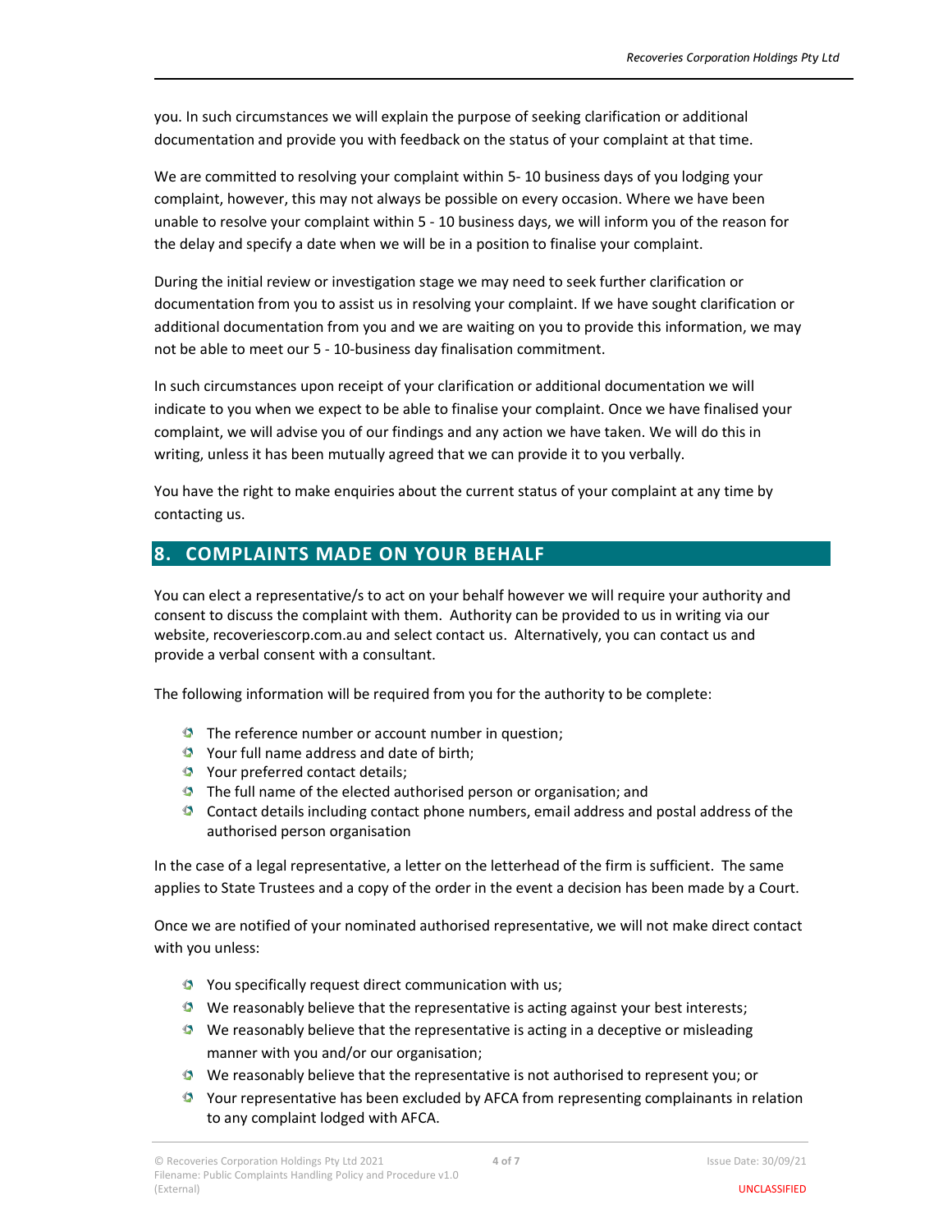you. In such circumstances we will explain the purpose of seeking clarification or additional documentation and provide you with feedback on the status of your complaint at that time.

We are committed to resolving your complaint within 5- 10 business days of you lodging your complaint, however, this may not always be possible on every occasion. Where we have been unable to resolve your complaint within 5 - 10 business days, we will inform you of the reason for the delay and specify a date when we will be in a position to finalise your complaint.

During the initial review or investigation stage we may need to seek further clarification or documentation from you to assist us in resolving your complaint. If we have sought clarification or additional documentation from you and we are waiting on you to provide this information, we may not be able to meet our 5 - 10-business day finalisation commitment.

In such circumstances upon receipt of your clarification or additional documentation we will indicate to you when we expect to be able to finalise your complaint. Once we have finalised your complaint, we will advise you of our findings and any action we have taken. We will do this in writing, unless it has been mutually agreed that we can provide it to you verbally.

You have the right to make enquiries about the current status of your complaint at any time by contacting us.

## 8. COMPLAINTS MADE ON YOUR BEHALF

You can elect a representative/s to act on your behalf however we will require your authority and consent to discuss the complaint with them. Authority can be provided to us in writing via our website, recoveriescorp.com.au and select contact us. Alternatively, you can contact us and provide a verbal consent with a consultant.

The following information will be required from you for the authority to be complete:

- The reference number or account number in question;
- Your full name address and date of birth;
- Your preferred contact details;
- The full name of the elected authorised person or organisation; and
- Contact details including contact phone numbers, email address and postal address of the authorised person organisation

In the case of a legal representative, a letter on the letterhead of the firm is sufficient. The same applies to State Trustees and a copy of the order in the event a decision has been made by a Court.

Once we are notified of your nominated authorised representative, we will not make direct contact with you unless:

- You specifically request direct communication with us;
- We reasonably believe that the representative is acting against your best interests;
- We reasonably believe that the representative is acting in a deceptive or misleading manner with you and/or our organisation;
- We reasonably believe that the representative is not authorised to represent you; or
- Your representative has been excluded by AFCA from representing complainants in relation to any complaint lodged with AFCA.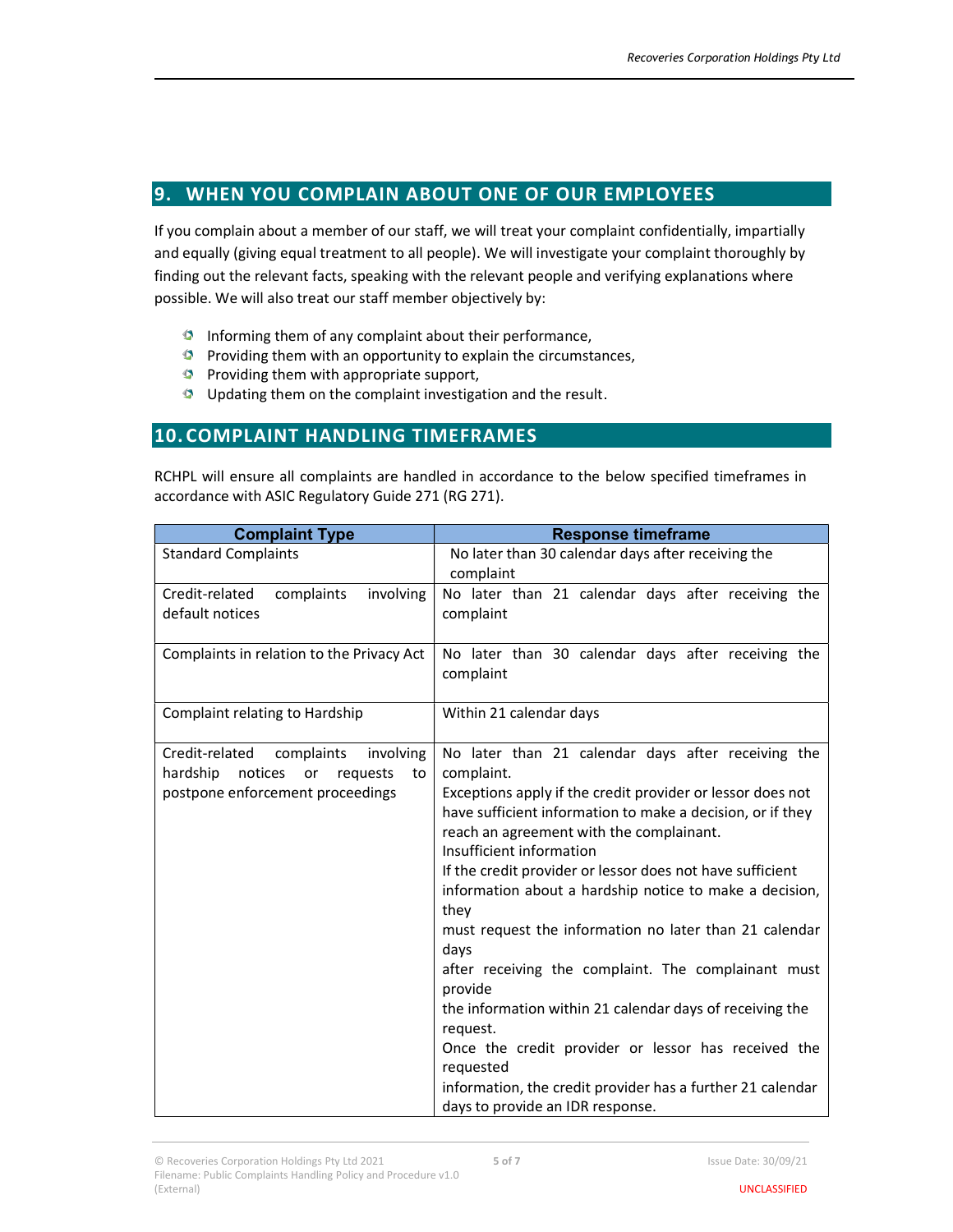## 9. WHEN YOU COMPLAIN ABOUT ONE OF OUR EMPLOYEES

If you complain about a member of our staff, we will treat your complaint confidentially, impartially and equally (giving equal treatment to all people). We will investigate your complaint thoroughly by finding out the relevant facts, speaking with the relevant people and verifying explanations where possible. We will also treat our staff member objectively by:

- Informing them of any complaint about their performance,
- Providing them with an opportunity to explain the circumstances,
- Providing them with appropriate support,
- Updating them on the complaint investigation and the result.

## 10. COMPLAINT HANDLING TIMEFRAMES

RCHPL will ensure all complaints are handled in accordance to the below specified timeframes in accordance with ASIC Regulatory Guide 271 (RG 271).

| Complaint Type | Response timeframe |
|---|---|
| Standard Complaints | No later than 30 calendar days after receiving the complaint |
| Credit-related complaints involving default notices | No later than 21 calendar days after receiving the complaint |
| Complaints in relation to the Privacy Act | No later than 30 calendar days after receiving the complaint |
| Complaint relating to Hardship | Within 21 calendar days |
| Credit-related complaints involving hardship notices or requests to postpone enforcement proceedings | No later than 21 calendar days after receiving the complaint.<br>Exceptions apply if the credit provider or lessor does not have sufficient information to make a decision, or if they reach an agreement with the complainant.<br>Insufficient information<br>If the credit provider or lessor does not have sufficient information about a hardship notice to make a decision, they must request the information no later than 21 calendar days after receiving the complaint. The complainant must provide the information within 21 calendar days of receiving the request.<br>Once the credit provider or lessor has received the requested information, the credit provider has a further 21 calendar days to provide an IDR response. |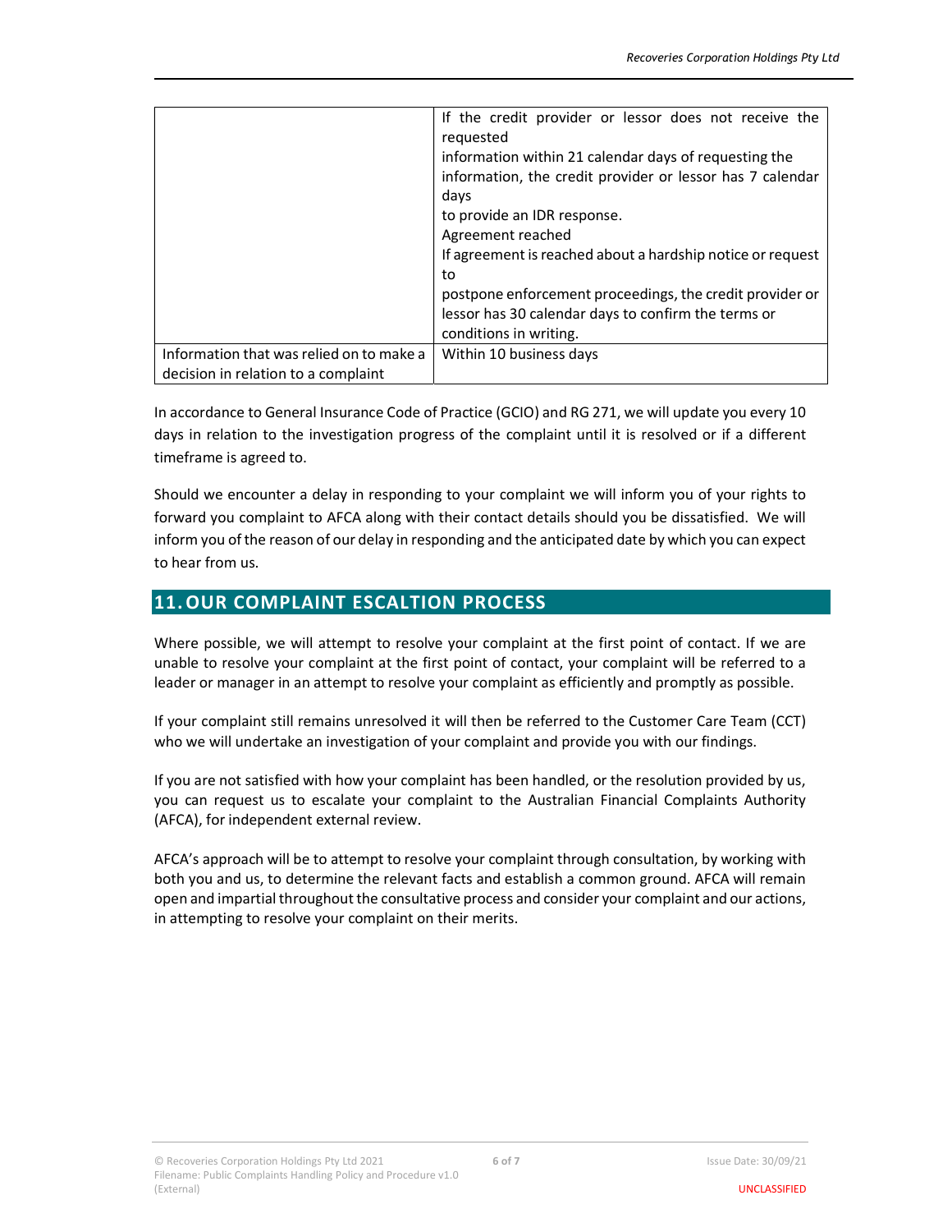| | |
|---|---|
| | If the credit provider or lessor does not receive the requested<br>information within 21 calendar days of requesting the information, the credit provider or lessor has 7 calendar days<br>to provide an IDR response.<br>Agreement reached<br>If agreement is reached about a hardship notice or request to<br>postpone enforcement proceedings, the credit provider or lessor has 30 calendar days to confirm the terms or conditions in writing. |
| Information that was relied on to make a decision in relation to a complaint | Within 10 business days |

In accordance to General Insurance Code of Practice (GCIO) and RG 271, we will update you every 10 days in relation to the investigation progress of the complaint until it is resolved or if a different timeframe is agreed to.

Should we encounter a delay in responding to your complaint we will inform you of your rights to forward you complaint to AFCA along with their contact details should you be dissatisfied. We will inform you of the reason of our delay in responding and the anticipated date by which you can expect to hear from us.

## 11. OUR COMPLAINT ESCALTION PROCESS

Where possible, we will attempt to resolve your complaint at the first point of contact. If we are unable to resolve your complaint at the first point of contact, your complaint will be referred to a leader or manager in an attempt to resolve your complaint as efficiently and promptly as possible.

If your complaint still remains unresolved it will then be referred to the Customer Care Team (CCT) who we will undertake an investigation of your complaint and provide you with our findings.

If you are not satisfied with how your complaint has been handled, or the resolution provided by us, you can request us to escalate your complaint to the Australian Financial Complaints Authority (AFCA), for independent external review.

AFCA's approach will be to attempt to resolve your complaint through consultation, by working with both you and us, to determine the relevant facts and establish a common ground. AFCA will remain open and impartial throughout the consultative process and consider your complaint and our actions, in attempting to resolve your complaint on their merits.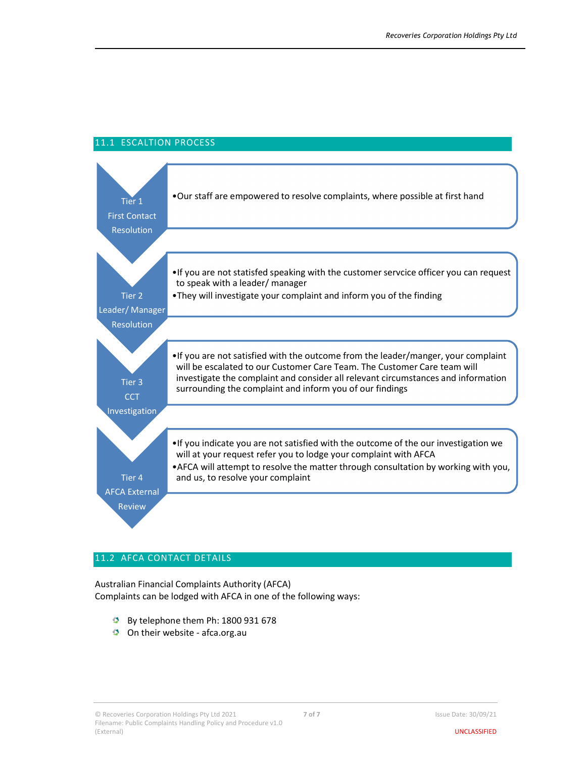## 11.1 ESCALTION PROCESS

**Tier 1 First Contact Resolution**

- Our staff are empowered to resolve complaints, where possible at first hand

**Tier 2 Leader/ Manager Resolution**

- If you are not statisfed speaking with the customer servcice officer you can request to speak with a leader/ manager
- They will investigate your complaint and inform you of the finding

**Tier 3 CCT Investigation**

- If you are not satisfied with the outcome from the leader/manger, your complaint will be escalated to our Customer Care Team. The Customer Care team will investigate the complaint and consider all relevant circumstances and information surrounding the complaint and inform you of our findings

**Tier 4 AFCA External Review**

- If you indicate you are not satisfied with the outcome of the our investigation we will at your request refer you to lodge your complaint with AFCA
- AFCA will attempt to resolve the matter through consultation by working with you, and us, to resolve your complaint

## 11.2 AFCA CONTACT DETAILS

Australian Financial Complaints Authority (AFCA)
Complaints can be lodged with AFCA in one of the following ways:

- By telephone them Ph: 1800 931 678
- On their website - afca.org.au